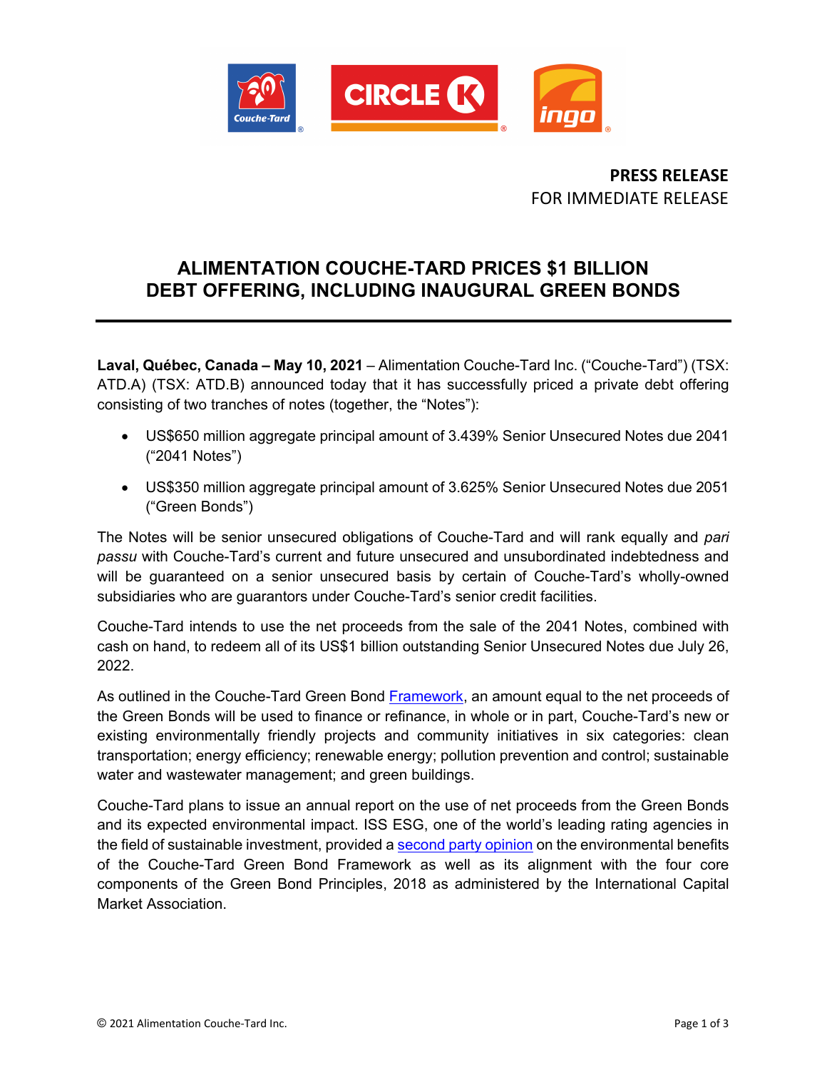**PRESS RELEASE**
FOR IMMEDIATE RELEASE

# ALIMENTATION COUCHE-TARD PRICES $1 BILLION DEBT OFFERING, INCLUDING INAUGURAL GREEN BONDS

**Laval, Québec, Canada – May 10, 2021** – Alimentation Couche-Tard Inc. ("Couche-Tard") (TSX: ATD.A) (TSX: ATD.B) announced today that it has successfully priced a private debt offering consisting of two tranches of notes (together, the "Notes"):

- US$650 million aggregate principal amount of 3.439% Senior Unsecured Notes due 2041 ("2041 Notes")
- US$350 million aggregate principal amount of 3.625% Senior Unsecured Notes due 2051 ("Green Bonds")

The Notes will be senior unsecured obligations of Couche-Tard and will rank equally and *pari passu* with Couche-Tard's current and future unsecured and unsubordinated indebtedness and will be guaranteed on a senior unsecured basis by certain of Couche-Tard's wholly-owned subsidiaries who are guarantors under Couche-Tard's senior credit facilities.

Couche-Tard intends to use the net proceeds from the sale of the 2041 Notes, combined with cash on hand, to redeem all of its US$1 billion outstanding Senior Unsecured Notes due July 26, 2022.

As outlined in the Couche-Tard Green Bond Framework, an amount equal to the net proceeds of the Green Bonds will be used to finance or refinance, in whole or in part, Couche-Tard's new or existing environmentally friendly projects and community initiatives in six categories: clean transportation; energy efficiency; renewable energy; pollution prevention and control; sustainable water and wastewater management; and green buildings.

Couche-Tard plans to issue an annual report on the use of net proceeds from the Green Bonds and its expected environmental impact. ISS ESG, one of the world's leading rating agencies in the field of sustainable investment, provided a second party opinion on the environmental benefits of the Couche-Tard Green Bond Framework as well as its alignment with the four core components of the Green Bond Principles, 2018 as administered by the International Capital Market Association.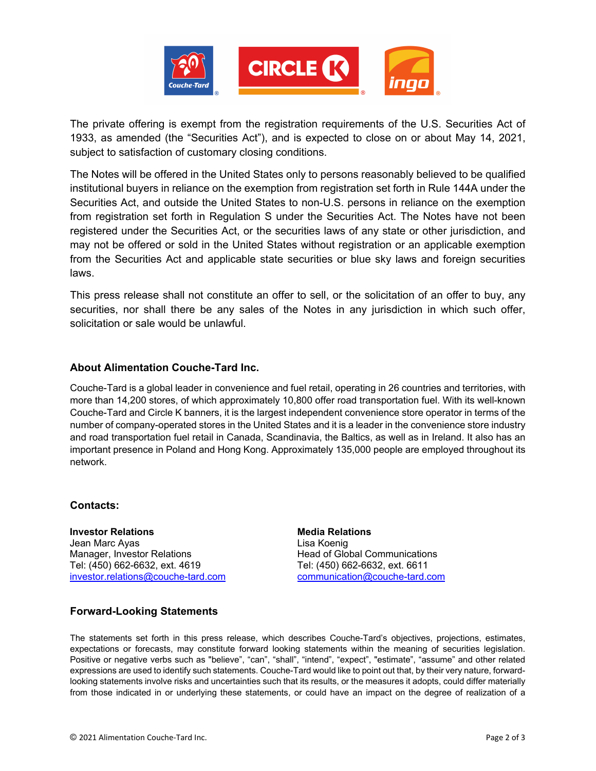The private offering is exempt from the registration requirements of the U.S. Securities Act of 1933, as amended (the “Securities Act”), and is expected to close on or about May 14, 2021, subject to satisfaction of customary closing conditions.

The Notes will be offered in the United States only to persons reasonably believed to be qualified institutional buyers in reliance on the exemption from registration set forth in Rule 144A under the Securities Act, and outside the United States to non-U.S. persons in reliance on the exemption from registration set forth in Regulation S under the Securities Act. The Notes have not been registered under the Securities Act, or the securities laws of any state or other jurisdiction, and may not be offered or sold in the United States without registration or an applicable exemption from the Securities Act and applicable state securities or blue sky laws and foreign securities laws.

This press release shall not constitute an offer to sell, or the solicitation of an offer to buy, any securities, nor shall there be any sales of the Notes in any jurisdiction in which such offer, solicitation or sale would be unlawful.

## About Alimentation Couche-Tard Inc.

Couche-Tard is a global leader in convenience and fuel retail, operating in 26 countries and territories, with more than 14,200 stores, of which approximately 10,800 offer road transportation fuel. With its well-known Couche-Tard and Circle K banners, it is the largest independent convenience store operator in terms of the number of company-operated stores in the United States and it is a leader in the convenience store industry and road transportation fuel retail in Canada, Scandinavia, the Baltics, as well as in Ireland. It also has an important presence in Poland and Hong Kong. Approximately 135,000 people are employed throughout its network.

## Contacts:

**Investor Relations**
Jean Marc Ayas
Manager, Investor Relations
Tel: (450) 662-6632, ext. 4619
investor.relations@couche-tard.com

**Media Relations**
Lisa Koenig
Head of Global Communications
Tel: (450) 662-6632, ext. 6611
communication@couche-tard.com

## Forward-Looking Statements

The statements set forth in this press release, which describes Couche-Tard’s objectives, projections, estimates, expectations or forecasts, may constitute forward looking statements within the meaning of securities legislation. Positive or negative verbs such as "believe", “can”, “shall”, “intend”, “expect”, "estimate", “assume” and other related expressions are used to identify such statements. Couche-Tard would like to point out that, by their very nature, forward-looking statements involve risks and uncertainties such that its results, or the measures it adopts, could differ materially from those indicated in or underlying these statements, or could have an impact on the degree of realization of a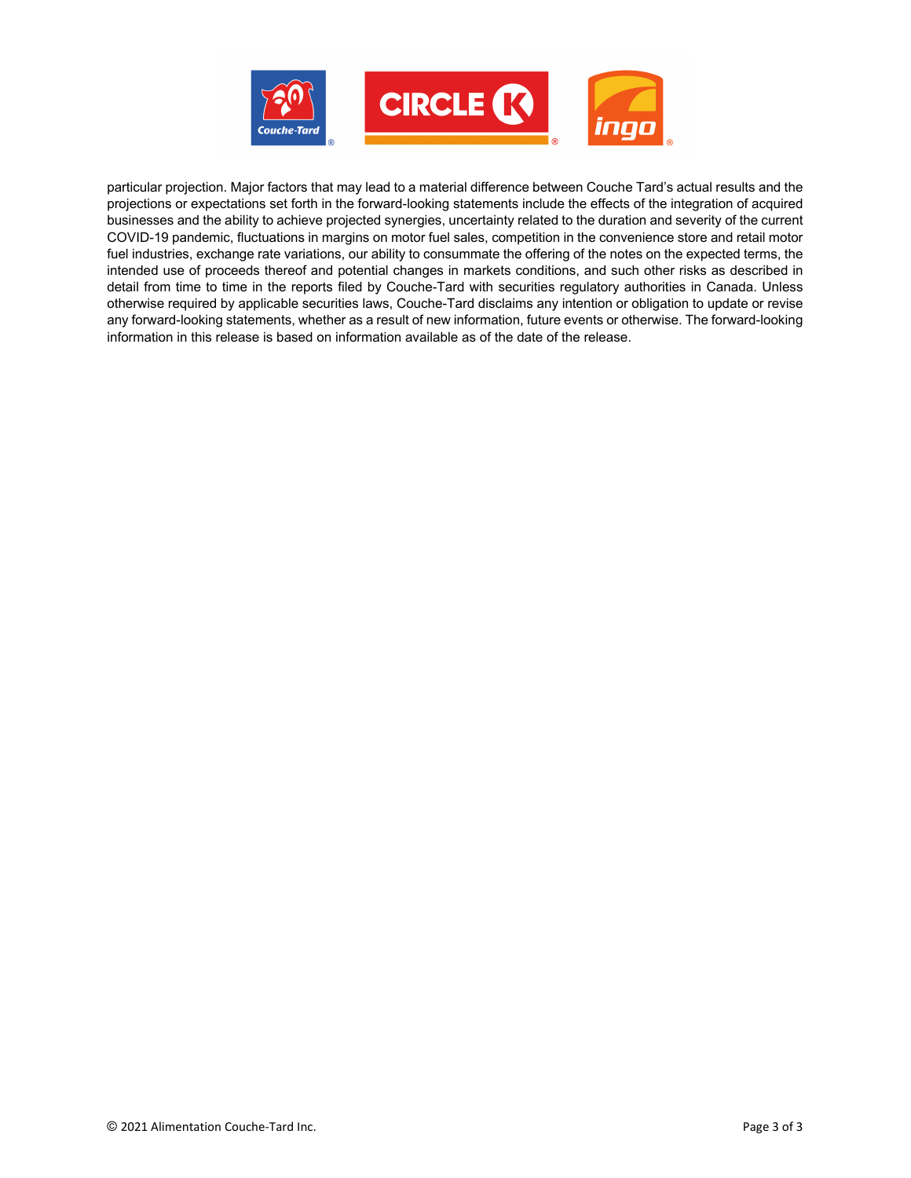particular projection. Major factors that may lead to a material difference between Couche Tard's actual results and the projections or expectations set forth in the forward-looking statements include the effects of the integration of acquired businesses and the ability to achieve projected synergies, uncertainty related to the duration and severity of the current COVID-19 pandemic, fluctuations in margins on motor fuel sales, competition in the convenience store and retail motor fuel industries, exchange rate variations, our ability to consummate the offering of the notes on the expected terms, the intended use of proceeds thereof and potential changes in markets conditions, and such other risks as described in detail from time to time in the reports filed by Couche-Tard with securities regulatory authorities in Canada. Unless otherwise required by applicable securities laws, Couche-Tard disclaims any intention or obligation to update or revise any forward-looking statements, whether as a result of new information, future events or otherwise. The forward-looking information in this release is based on information available as of the date of the release.